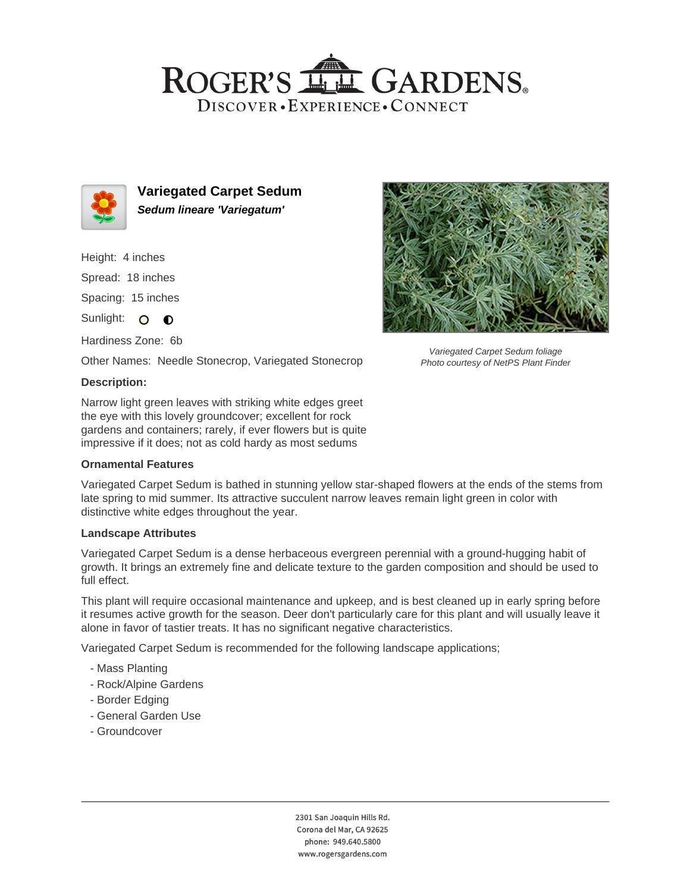# ROGER'S GARDENS

DISCOVER • EXPERIENCE • CONNECT

## Variegated Carpet Sedum

***Sedum lineare 'Variegatum'***

Height: 4 inches

Spread: 18 inches

Spacing: 15 inches

Sunlight:

Hardiness Zone: 6b

Other Names: Needle Stonecrop, Variegated Stonecrop

*Variegated Carpet Sedum foliage*
*Photo courtesy of NetPS Plant Finder*

### Description:

Narrow light green leaves with striking white edges greet the eye with this lovely groundcover; excellent for rock gardens and containers; rarely, if ever flowers but is quite impressive if it does; not as cold hardy as most sedums

### Ornamental Features

Variegated Carpet Sedum is bathed in stunning yellow star-shaped flowers at the ends of the stems from late spring to mid summer. Its attractive succulent narrow leaves remain light green in color with distinctive white edges throughout the year.

### Landscape Attributes

Variegated Carpet Sedum is a dense herbaceous evergreen perennial with a ground-hugging habit of growth. It brings an extremely fine and delicate texture to the garden composition and should be used to full effect.

This plant will require occasional maintenance and upkeep, and is best cleaned up in early spring before it resumes active growth for the season. Deer don't particularly care for this plant and will usually leave it alone in favor of tastier treats. It has no significant negative characteristics.

Variegated Carpet Sedum is recommended for the following landscape applications;

- Mass Planting
- Rock/Alpine Gardens
- Border Edging
- General Garden Use
- Groundcover

2301 San Joaquin Hills Rd.
Corona del Mar, CA 92625
phone: 949.640.5800
www.rogersgardens.com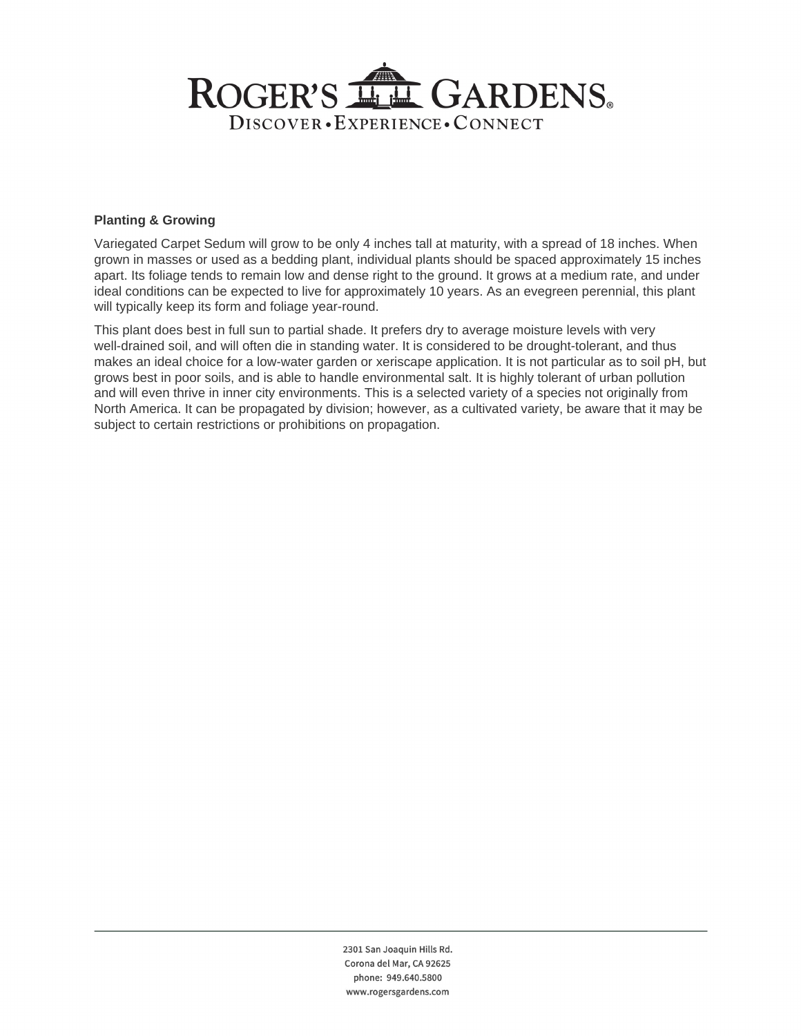## Planting & Growing

Variegated Carpet Sedum will grow to be only 4 inches tall at maturity, with a spread of 18 inches. When grown in masses or used as a bedding plant, individual plants should be spaced approximately 15 inches apart. Its foliage tends to remain low and dense right to the ground. It grows at a medium rate, and under ideal conditions can be expected to live for approximately 10 years. As an evegreen perennial, this plant will typically keep its form and foliage year-round.

This plant does best in full sun to partial shade. It prefers dry to average moisture levels with very well-drained soil, and will often die in standing water. It is considered to be drought-tolerant, and thus makes an ideal choice for a low-water garden or xeriscape application. It is not particular as to soil pH, but grows best in poor soils, and is able to handle environmental salt. It is highly tolerant of urban pollution and will even thrive in inner city environments. This is a selected variety of a species not originally from North America. It can be propagated by division; however, as a cultivated variety, be aware that it may be subject to certain restrictions or prohibitions on propagation.